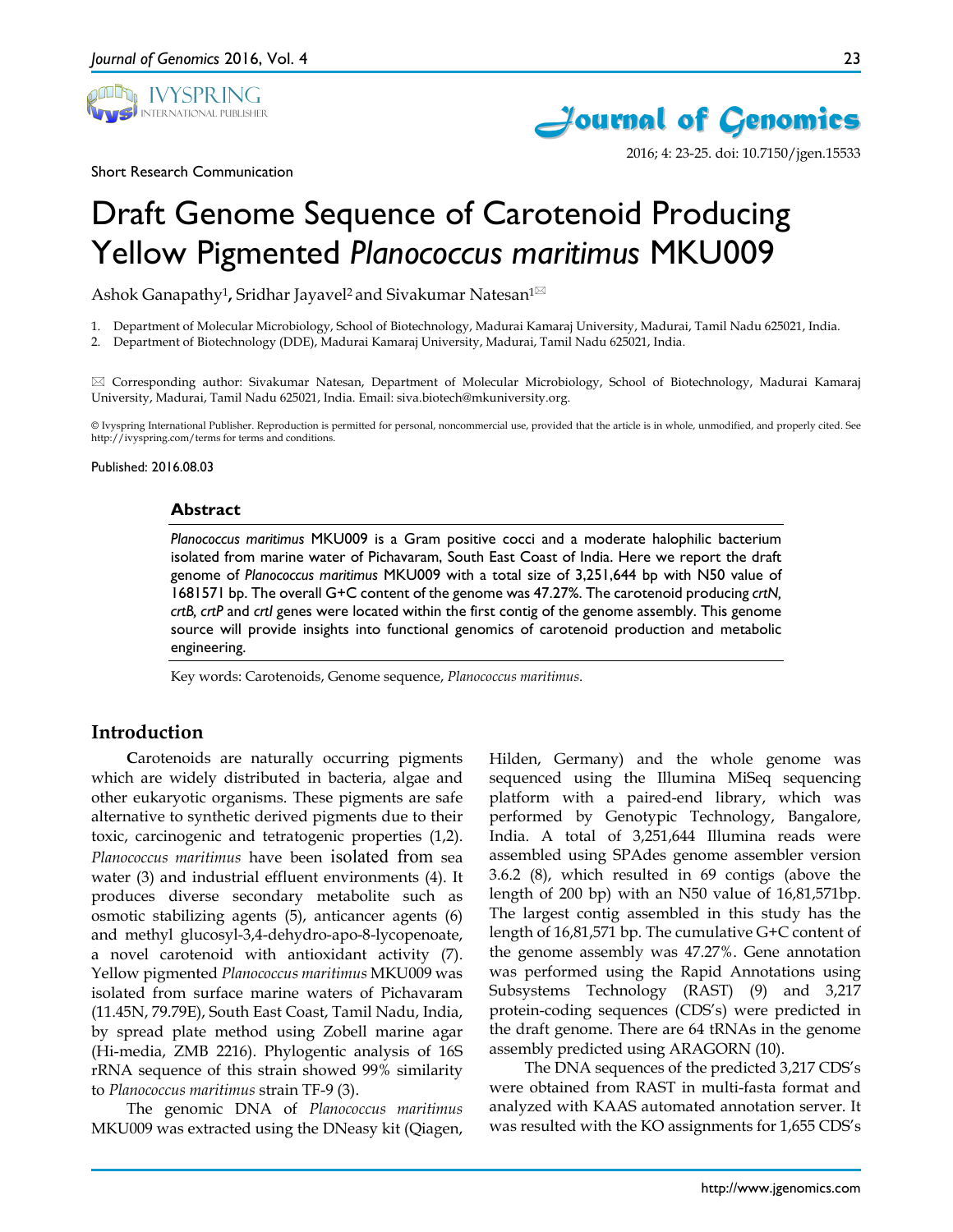Short Research Communication

# Draft Genome Sequence of Carotenoid Producing Yellow Pigmented *Planococcus maritimus* MKU009

Ashok Ganapathy[1], Sridhar Jayavel[2] and Sivakumar Natesan[1]✉

1. Department of Molecular Microbiology, School of Biotechnology, Madurai Kamaraj University, Madurai, Tamil Nadu 625021, India.
2. Department of Biotechnology (DDE), Madurai Kamaraj University, Madurai, Tamil Nadu 625021, India.

✉ Corresponding author: Sivakumar Natesan, Department of Molecular Microbiology, School of Biotechnology, Madurai Kamaraj University, Madurai, Tamil Nadu 625021, India. Email: siva.biotech@mkuniversity.org.

© Ivyspring International Publisher. Reproduction is permitted for personal, noncommercial use, provided that the article is in whole, unmodified, and properly cited. See http://ivyspring.com/terms for terms and conditions.

Published: 2016.08.03

## Abstract

*Planococcus maritimus* MKU009 is a Gram positive cocci and a moderate halophilic bacterium isolated from marine water of Pichavaram, South East Coast of India. Here we report the draft genome of *Planococcus maritimus* MKU009 with a total size of 3,251,644 bp with N50 value of 1681571 bp. The overall G+C content of the genome was 47.27%. The carotenoid producing *crtN*, *crtB*, *crtP* and *crtI* genes were located within the first contig of the genome assembly. This genome source will provide insights into functional genomics of carotenoid production and metabolic engineering.

Key words: Carotenoids, Genome sequence, *Planococcus maritimus*.

## Introduction

**C**arotenoids are naturally occurring pigments which are widely distributed in bacteria, algae and other eukaryotic organisms. These pigments are safe alternative to synthetic derived pigments due to their toxic, carcinogenic and tetratogenic properties (1,2). *Planococcus maritimus* have been isolated from sea water (3) and industrial effluent environments (4). It produces diverse secondary metabolite such as osmotic stabilizing agents (5), anticancer agents (6) and methyl glucosyl-3,4-dehydro-apo-8-lycopenoate, a novel carotenoid with antioxidant activity (7). Yellow pigmented *Planococcus maritimus* MKU009 was isolated from surface marine waters of Pichavaram (11.45N, 79.79E), South East Coast, Tamil Nadu, India, by spread plate method using Zobell marine agar (Hi-media, ZMB 2216). Phylogentic analysis of 16S rRNA sequence of this strain showed 99% similarity to *Planococcus maritimus* strain TF-9 (3).

The genomic DNA of *Planococcus maritimus* MKU009 was extracted using the DNeasy kit (Qiagen, Hilden, Germany) and the whole genome was sequenced using the Illumina MiSeq sequencing platform with a paired-end library, which was performed by Genotypic Technology, Bangalore, India. A total of 3,251,644 Illumina reads were assembled using SPAdes genome assembler version 3.6.2 (8), which resulted in 69 contigs (above the length of 200 bp) with an N50 value of 16,81,571bp. The largest contig assembled in this study has the length of 16,81,571 bp. The cumulative G+C content of the genome assembly was 47.27%. Gene annotation was performed using the Rapid Annotations using Subsystems Technology (RAST) (9) and 3,217 protein-coding sequences (CDS's) were predicted in the draft genome. There are 64 tRNAs in the genome assembly predicted using ARAGORN (10).

The DNA sequences of the predicted 3,217 CDS's were obtained from RAST in multi-fasta format and analyzed with KAAS automated annotation server. It was resulted with the KO assignments for 1,655 CDS's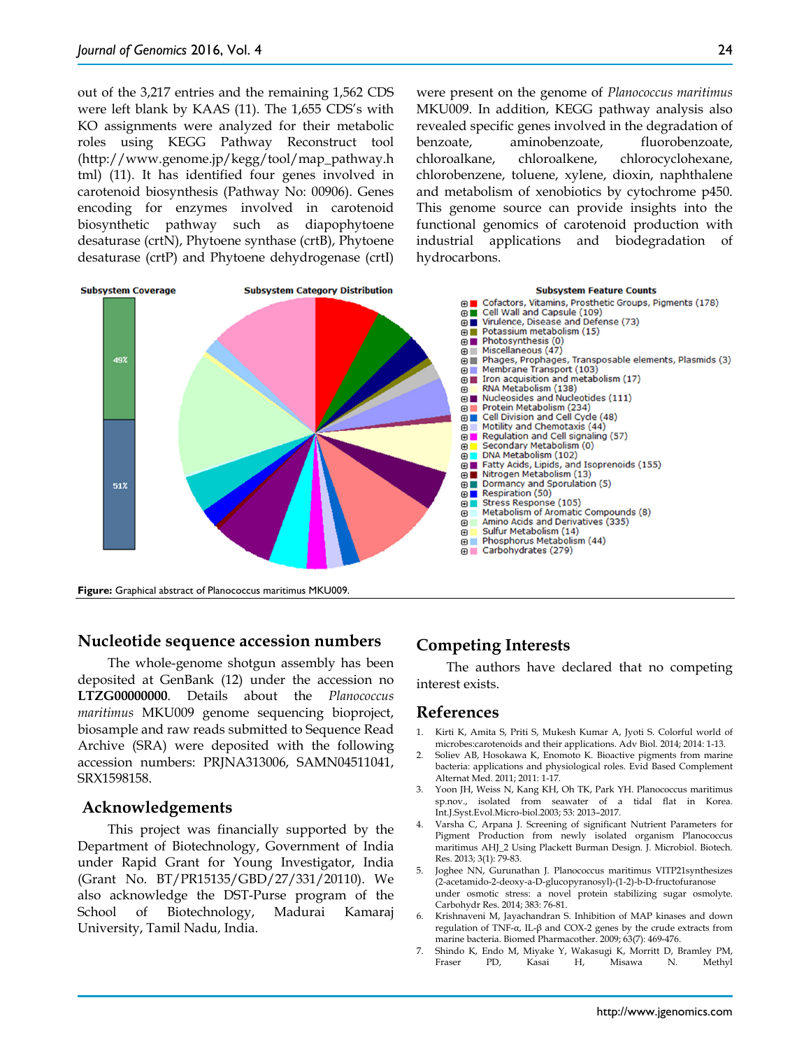out of the 3,217 entries and the remaining 1,562 CDS were left blank by KAAS (11). The 1,655 CDS's with KO assignments were analyzed for their metabolic roles using KEGG Pathway Reconstruct tool (http://www.genome.jp/kegg/tool/map_pathway.html) (11). It has identified four genes involved in carotenoid biosynthesis (Pathway No: 00906). Genes encoding for enzymes involved in carotenoid biosynthetic pathway such as diapophytoene desaturase (crtN), Phytoene synthase (crtB), Phytoene desaturase (crtP) and Phytoene dehydrogenase (crtI) were present on the genome of *Planococcus maritimus* MKU009. In addition, KEGG pathway analysis also revealed specific genes involved in the degradation of benzoate, aminobenzoate, fluorobenzoate, chloroalkane, chloroalkene, chlorocyclohexane, chlorobenzene, toluene, xylene, dioxin, naphthalene and metabolism of xenobiotics by cytochrome p450. This genome source can provide insights into the functional genomics of carotenoid production with industrial applications and biodegradation of hydrocarbons.

Subsystem Coverage

49%

51%

Subsystem Category Distribution

Subsystem Feature Counts

Cofactors, Vitamins, Prosthetic Groups, Pigments (178)
Cell Wall and Capsule (109)
Virulence, Disease and Defense (73)
Potassium metabolism (15)
Photosynthesis (0)
Miscellaneous (47)
Phages, Prophages, Transposable elements, Plasmids (3)
Membrane Transport (103)
Iron acquisition and metabolism (17)
RNA Metabolism (138)
Nucleosides and Nucleotides (111)
Protein Metabolism (234)
Cell Division and Cell Cycle (48)
Motility and Chemotaxis (44)
Regulation and Cell signaling (57)
Secondary Metabolism (0)
DNA Metabolism (102)
Fatty Acids, Lipids, and Isoprenoids (155)
Nitrogen Metabolism (13)
Dormancy and Sporulation (5)
Respiration (50)
Stress Response (105)
Metabolism of Aromatic Compounds (8)
Amino Acids and Derivatives (335)
Sulfur Metabolism (14)
Phosphorus Metabolism (44)
Carbohydrates (279)

**Figure:** Graphical abstract of Planococcus maritimus MKU009.

## Nucleotide sequence accession numbers

The whole-genome shotgun assembly has been deposited at GenBank (12) under the accession no **LTZG00000000**. Details about the *Planococcus maritimus* MKU009 genome sequencing bioproject, biosample and raw reads submitted to Sequence Read Archive (SRA) were deposited with the following accession numbers: PRJNA313006, SAMN04511041, SRX1598158.

## Acknowledgements

This project was financially supported by the Department of Biotechnology, Government of India under Rapid Grant for Young Investigator, India (Grant No. BT/PR15135/GBD/27/331/20110). We also acknowledge the DST-Purse program of the School of Biotechnology, Madurai Kamaraj University, Tamil Nadu, India.

## Competing Interests

The authors have declared that no competing interest exists.

## References

1. Kirti K, Amita S, Priti S, Mukesh Kumar A, Jyoti S. Colorful world of microbes:carotenoids and their applications. Adv Biol. 2014; 2014: 1-13.
2. Soliev AB, Hosokawa K, Enomoto K. Bioactive pigments from marine bacteria: applications and physiological roles. Evid Based Complement Alternat Med. 2011; 2011: 1-17.
3. Yoon JH, Weiss N, Kang KH, Oh TK, Park YH. Planococcus maritimus sp.nov., isolated from seawater of a tidal flat in Korea. Int.J.Syst.Evol.Micro-biol.2003; 53: 2013–2017.
4. Varsha C, Arpana J. Screening of significant Nutrient Parameters for Pigment Production from newly isolated organism Planococcus maritimus AHJ_2 Using Plackett Burman Design. J. Microbiol. Biotech. Res. 2013; 3(1): 79-83.
5. Joghee NN, Gurunathan J. Planococcus maritimus VITP21synthesizes (2-acetamido-2-deoxy-a-D-glucopyranosyl)-(1-2)-b-D-fructofuranose under osmotic stress: a novel protein stabilizing sugar osmolyte. Carbohydr Res. 2014; 383: 76-81.
6. Krishnaveni M, Jayachandran S. Inhibition of MAP kinases and down regulation of TNF-α, IL-β and COX-2 genes by the crude extracts from marine bacteria. Biomed Pharmacother. 2009; 63(7): 469-476.
7. Shindo K, Endo M, Miyake Y, Wakasugi K, Morritt D, Bramley PM, Fraser PD, Kasai H, Misawa N. Methyl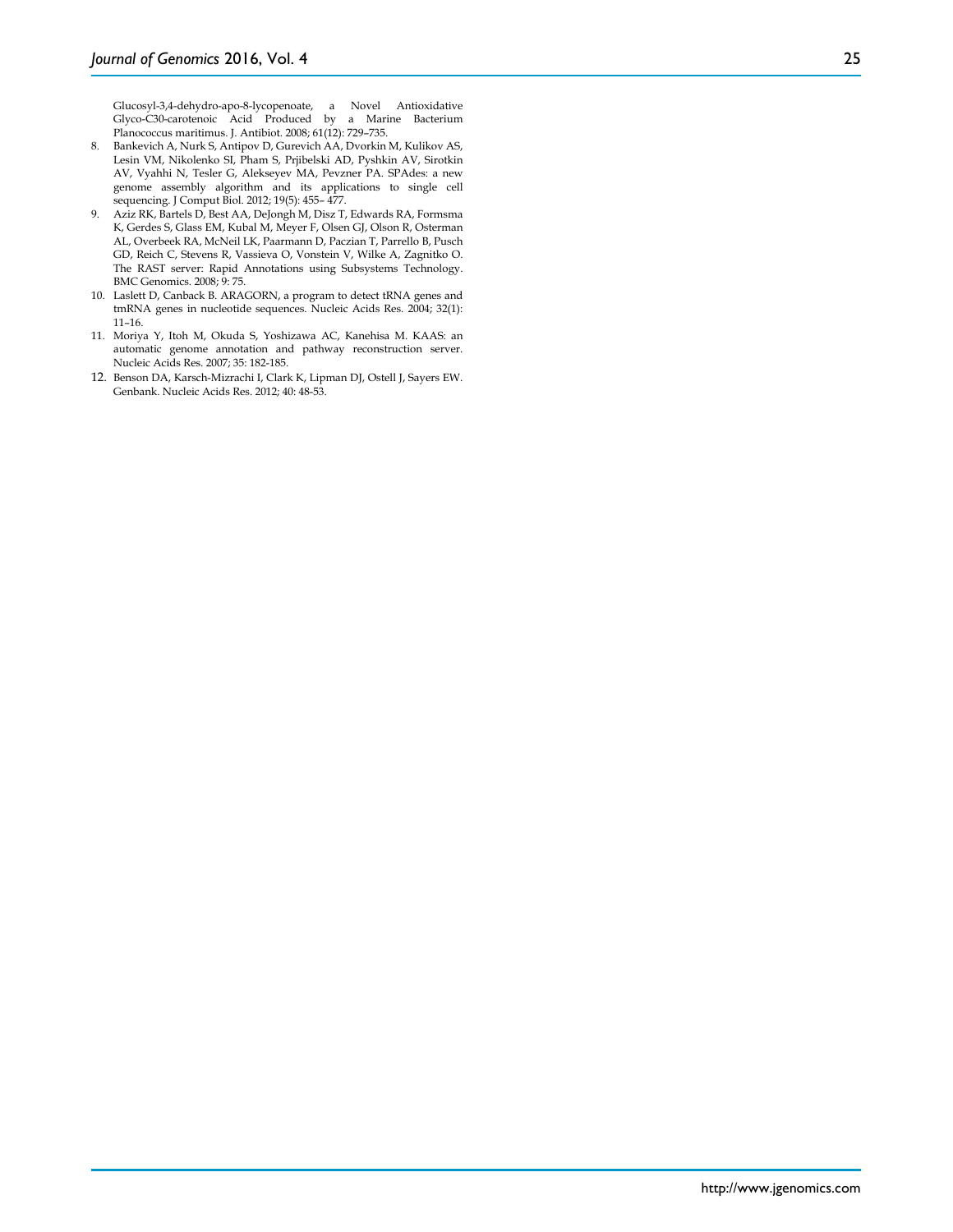Glucosyl-3,4-dehydro-apo-8-lycopenoate, a Novel Antioxidative Glyco-C30-carotenoic Acid Produced by a Marine Bacterium Planococcus maritimus. J. Antibiot. 2008; 61(12): 729–735.

8. Bankevich A, Nurk S, Antipov D, Gurevich AA, Dvorkin M, Kulikov AS, Lesin VM, Nikolenko SI, Pham S, Prjibelski AD, Pyshkin AV, Sirotkin AV, Vyahhi N, Tesler G, Alekseyev MA, Pevzner PA. SPAdes: a new genome assembly algorithm and its applications to single cell sequencing. J Comput Biol. 2012; 19(5): 455– 477.
9. Aziz RK, Bartels D, Best AA, DeJongh M, Disz T, Edwards RA, Formsma K, Gerdes S, Glass EM, Kubal M, Meyer F, Olsen GJ, Olson R, Osterman AL, Overbeek RA, McNeil LK, Paarmann D, Paczian T, Parrello B, Pusch GD, Reich C, Stevens R, Vassieva O, Vonstein V, Wilke A, Zagnitko O. The RAST server: Rapid Annotations using Subsystems Technology. BMC Genomics. 2008; 9: 75.
10. Laslett D, Canback B. ARAGORN, a program to detect tRNA genes and tmRNA genes in nucleotide sequences. Nucleic Acids Res. 2004; 32(1): 11–16.
11. Moriya Y, Itoh M, Okuda S, Yoshizawa AC, Kanehisa M. KAAS: an automatic genome annotation and pathway reconstruction server. Nucleic Acids Res. 2007; 35: 182-185.
12. Benson DA, Karsch-Mizrachi I, Clark K, Lipman DJ, Ostell J, Sayers EW. Genbank. Nucleic Acids Res. 2012; 40: 48-53.